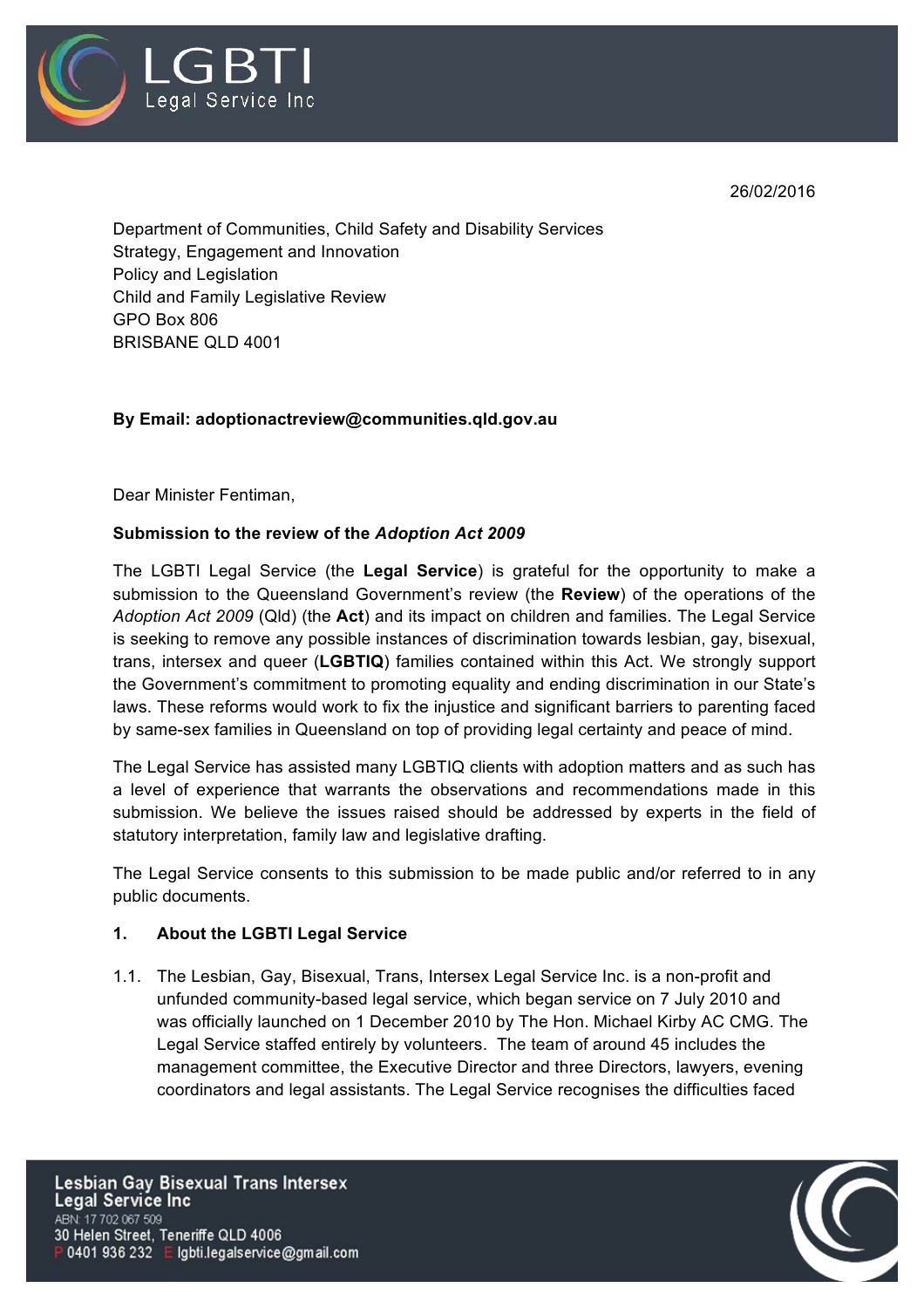# LGBTI Legal Service Inc

26/02/2016

Department of Communities, Child Safety and Disability Services
Strategy, Engagement and Innovation
Policy and Legislation
Child and Family Legislative Review
GPO Box 806
BRISBANE QLD 4001

**By Email: adoptionactreview@communities.qld.gov.au**

Dear Minister Fentiman,

**Submission to the review of the *Adoption Act 2009***

The LGBTI Legal Service (the **Legal Service**) is grateful for the opportunity to make a submission to the Queensland Government's review (the **Review**) of the operations of the *Adoption Act 2009* (Qld) (the **Act**) and its impact on children and families. The Legal Service is seeking to remove any possible instances of discrimination towards lesbian, gay, bisexual, trans, intersex and queer (**LGBTIQ**) families contained within this Act. We strongly support the Government's commitment to promoting equality and ending discrimination in our State's laws. These reforms would work to fix the injustice and significant barriers to parenting faced by same-sex families in Queensland on top of providing legal certainty and peace of mind.

The Legal Service has assisted many LGBTIQ clients with adoption matters and as such has a level of experience that warrants the observations and recommendations made in this submission. We believe the issues raised should be addressed by experts in the field of statutory interpretation, family law and legislative drafting.

The Legal Service consents to this submission to be made public and/or referred to in any public documents.

## 1. About the LGBTI Legal Service

1.1. The Lesbian, Gay, Bisexual, Trans, Intersex Legal Service Inc. is a non-profit and unfunded community-based legal service, which began service on 7 July 2010 and was officially launched on 1 December 2010 by The Hon. Michael Kirby AC CMG. The Legal Service staffed entirely by volunteers. The team of around 45 includes the management committee, the Executive Director and three Directors, lawyers, evening coordinators and legal assistants. The Legal Service recognises the difficulties faced

Lesbian Gay Bisexual Trans Intersex Legal Service Inc
ABN: 17 702 067 509
30 Helen Street, Teneriffe QLD 4006
P 0401 936 232 E lgbti.legalservice@gmail.com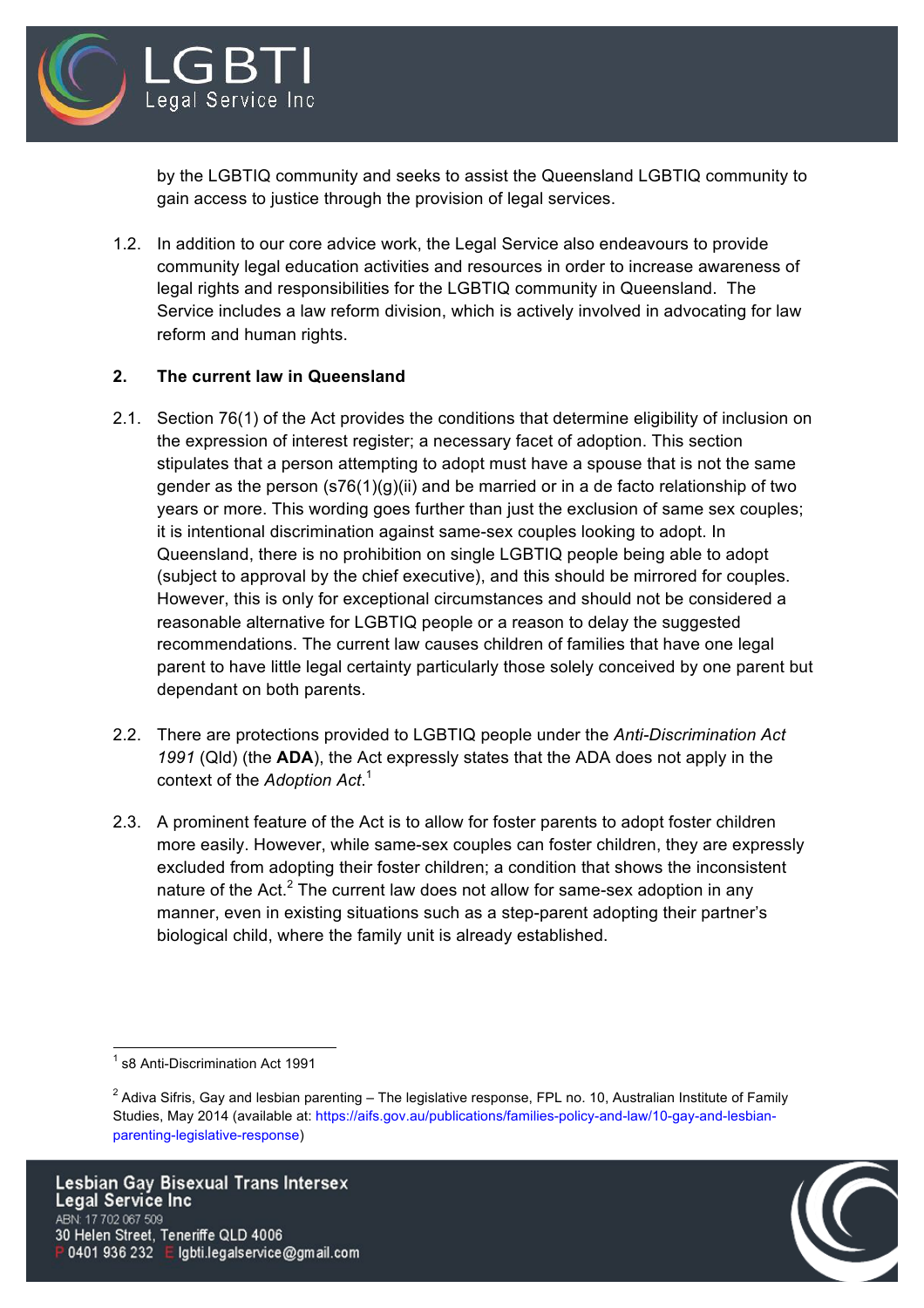by the LGBTIQ community and seeks to assist the Queensland LGBTIQ community to gain access to justice through the provision of legal services.

1.2. In addition to our core advice work, the Legal Service also endeavours to provide community legal education activities and resources in order to increase awareness of legal rights and responsibilities for the LGBTIQ community in Queensland. The Service includes a law reform division, which is actively involved in advocating for law reform and human rights.

## 2. The current law in Queensland

2.1. Section 76(1) of the Act provides the conditions that determine eligibility of inclusion on the expression of interest register; a necessary facet of adoption. This section stipulates that a person attempting to adopt must have a spouse that is not the same gender as the person (s76(1)(g)(ii) and be married or in a de facto relationship of two years or more. This wording goes further than just the exclusion of same sex couples; it is intentional discrimination against same-sex couples looking to adopt. In Queensland, there is no prohibition on single LGBTIQ people being able to adopt (subject to approval by the chief executive), and this should be mirrored for couples. However, this is only for exceptional circumstances and should not be considered a reasonable alternative for LGBTIQ people or a reason to delay the suggested recommendations. The current law causes children of families that have one legal parent to have little legal certainty particularly those solely conceived by one parent but dependant on both parents.

2.2. There are protections provided to LGBTIQ people under the *Anti-Discrimination Act 1991* (Qld) (the **ADA**), the Act expressly states that the ADA does not apply in the context of the *Adoption Act*.[1]

2.3. A prominent feature of the Act is to allow for foster parents to adopt foster children more easily. However, while same-sex couples can foster children, they are expressly excluded from adopting their foster children; a condition that shows the inconsistent nature of the Act.[2] The current law does not allow for same-sex adoption in any manner, even in existing situations such as a step-parent adopting their partner's biological child, where the family unit is already established.

---

[1] s8 Anti-Discrimination Act 1991

[2] Adiva Sifris, Gay and lesbian parenting – The legislative response, FPL no. 10, Australian Institute of Family Studies, May 2014 (available at: https://aifs.gov.au/publications/families-policy-and-law/10-gay-and-lesbian-parenting-legislative-response)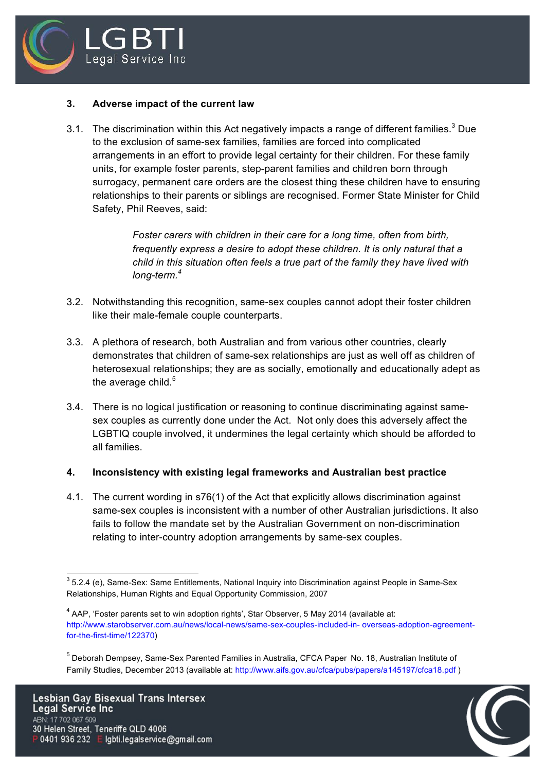## 3. Adverse impact of the current law

3.1. The discrimination within this Act negatively impacts a range of different families.[3] Due to the exclusion of same-sex families, families are forced into complicated arrangements in an effort to provide legal certainty for their children. For these family units, for example foster parents, step-parent families and children born through surrogacy, permanent care orders are the closest thing these children have to ensuring relationships to their parents or siblings are recognised. Former State Minister for Child Safety, Phil Reeves, said:

> *Foster carers with children in their care for a long time, often from birth, frequently express a desire to adopt these children. It is only natural that a child in this situation often feels a true part of the family they have lived with long-term.*[4]

3.2. Notwithstanding this recognition, same-sex couples cannot adopt their foster children like their male-female couple counterparts.

3.3. A plethora of research, both Australian and from various other countries, clearly demonstrates that children of same-sex relationships are just as well off as children of heterosexual relationships; they are as socially, emotionally and educationally adept as the average child.[5]

3.4. There is no logical justification or reasoning to continue discriminating against same-sex couples as currently done under the Act. Not only does this adversely affect the LGBTIQ couple involved, it undermines the legal certainty which should be afforded to all families.

## 4. Inconsistency with existing legal frameworks and Australian best practice

4.1. The current wording in s76(1) of the Act that explicitly allows discrimination against same-sex couples is inconsistent with a number of other Australian jurisdictions. It also fails to follow the mandate set by the Australian Government on non-discrimination relating to inter-country adoption arrangements by same-sex couples.

---

[3] 5.2.4 (e), Same-Sex: Same Entitlements, National Inquiry into Discrimination against People in Same-Sex Relationships, Human Rights and Equal Opportunity Commission, 2007

[4] AAP, 'Foster parents set to win adoption rights', Star Observer, 5 May 2014 (available at: http://www.starobserver.com.au/news/local-news/same-sex-couples-included-in- overseas-adoption-agreement-for-the-first-time/122370)

[5] Deborah Dempsey, Same-Sex Parented Families in Australia, CFCA Paper No. 18, Australian Institute of Family Studies, December 2013 (available at: http://www.aifs.gov.au/cfca/pubs/papers/a145197/cfca18.pdf )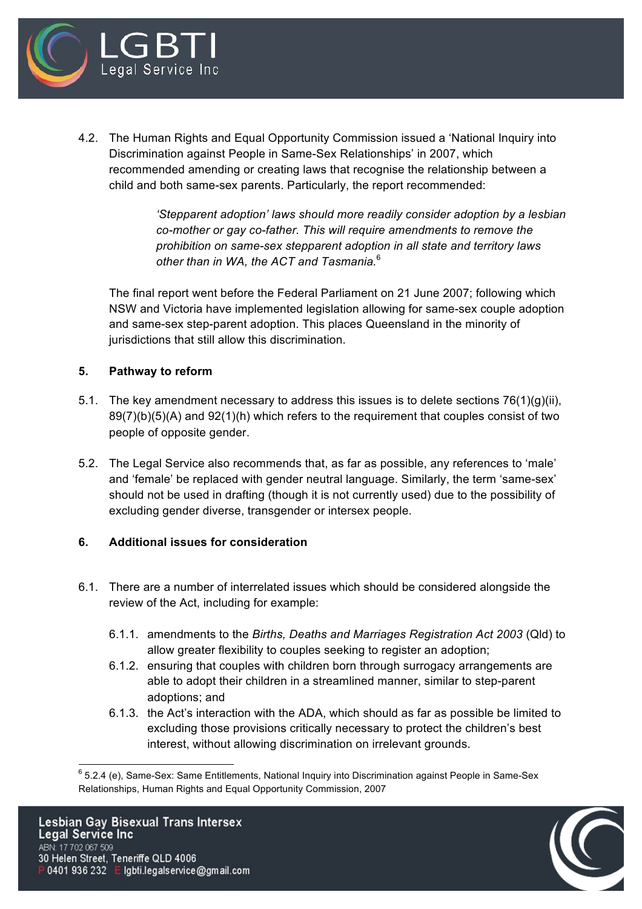4.2. The Human Rights and Equal Opportunity Commission issued a 'National Inquiry into Discrimination against People in Same-Sex Relationships' in 2007, which recommended amending or creating laws that recognise the relationship between a child and both same-sex parents. Particularly, the report recommended:

> *'Stepparent adoption' laws should more readily consider adoption by a lesbian co-mother or gay co-father. This will require amendments to remove the prohibition on same-sex stepparent adoption in all state and territory laws other than in WA, the ACT and Tasmania.*[6]

The final report went before the Federal Parliament on 21 June 2007; following which NSW and Victoria have implemented legislation allowing for same-sex couple adoption and same-sex step-parent adoption. This places Queensland in the minority of jurisdictions that still allow this discrimination.

## 5. Pathway to reform

5.1. The key amendment necessary to address this issues is to delete sections 76(1)(g)(ii), 89(7)(b)(5)(A) and 92(1)(h) which refers to the requirement that couples consist of two people of opposite gender.

5.2. The Legal Service also recommends that, as far as possible, any references to 'male' and 'female' be replaced with gender neutral language. Similarly, the term 'same-sex' should not be used in drafting (though it is not currently used) due to the possibility of excluding gender diverse, transgender or intersex people.

## 6. Additional issues for consideration

6.1. There are a number of interrelated issues which should be considered alongside the review of the Act, including for example:

- 6.1.1. amendments to the *Births, Deaths and Marriages Registration Act 2003* (Qld) to allow greater flexibility to couples seeking to register an adoption;
- 6.1.2. ensuring that couples with children born through surrogacy arrangements are able to adopt their children in a streamlined manner, similar to step-parent adoptions; and
- 6.1.3. the Act's interaction with the ADA, which should as far as possible be limited to excluding those provisions critically necessary to protect the children's best interest, without allowing discrimination on irrelevant grounds.

[6] 5.2.4 (e), Same-Sex: Same Entitlements, National Inquiry into Discrimination against People in Same-Sex Relationships, Human Rights and Equal Opportunity Commission, 2007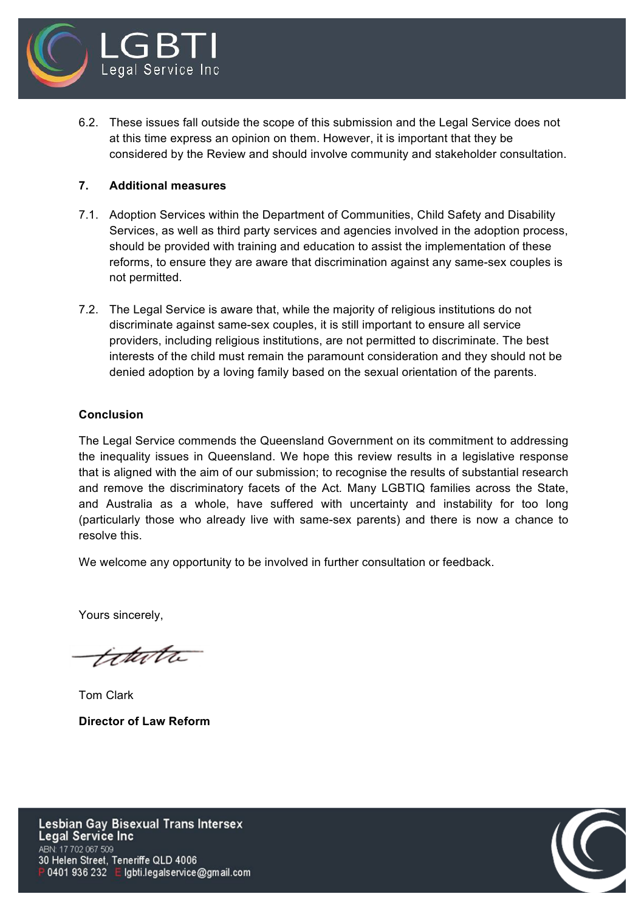6.2. These issues fall outside the scope of this submission and the Legal Service does not at this time express an opinion on them. However, it is important that they be considered by the Review and should involve community and stakeholder consultation.

**7. Additional measures**

7.1. Adoption Services within the Department of Communities, Child Safety and Disability Services, as well as third party services and agencies involved in the adoption process, should be provided with training and education to assist the implementation of these reforms, to ensure they are aware that discrimination against any same-sex couples is not permitted.

7.2. The Legal Service is aware that, while the majority of religious institutions do not discriminate against same-sex couples, it is still important to ensure all service providers, including religious institutions, are not permitted to discriminate. The best interests of the child must remain the paramount consideration and they should not be denied adoption by a loving family based on the sexual orientation of the parents.

**Conclusion**

The Legal Service commends the Queensland Government on its commitment to addressing the inequality issues in Queensland. We hope this review results in a legislative response that is aligned with the aim of our submission; to recognise the results of substantial research and remove the discriminatory facets of the Act. Many LGBTIQ families across the State, and Australia as a whole, have suffered with uncertainty and instability for too long (particularly those who already live with same-sex parents) and there is now a chance to resolve this.

We welcome any opportunity to be involved in further consultation or feedback.

Yours sincerely,

Tom Clark

**Director of Law Reform**

**Lesbian Gay Bisexual Trans Intersex Legal Service Inc**
ABN: 17 702 067 509
30 Helen Street, Teneriffe QLD 4006
P 0401 936 232 E lgbti.legalservice@gmail.com